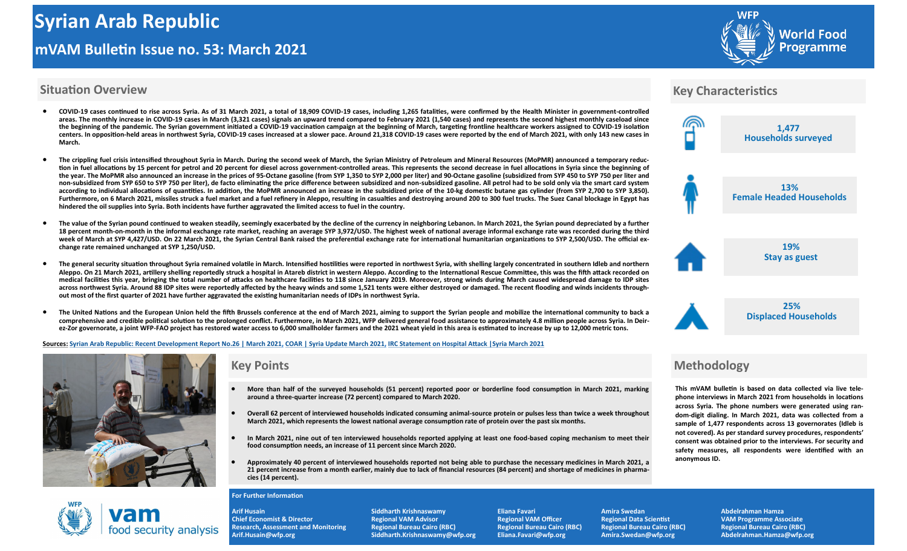# Syrian Arab Republic

## mVAM Bulletin Issue no. 53: March 2021

World Food Programme

## Situation Overview

- COVID-19 cases continued to rise across Syria. As of 31 March 2021, a total of 18,909 COVID-19 cases, including 1,265 fatalities, were confirmed by the Health Minister in government-controlled areas. The monthly increase in COVID-19 cases in March (3,321 cases) signals an upward trend compared to February 2021 (1,540 cases) and represents the second highest monthly caseload since the beginning of the pandemic. The Syrian government initiated a COVID-19 vaccination campaign at the beginning of March, targeting frontline healthcare workers assigned to COVID-19 isolation centers. In opposition-held areas in northwest Syria, COVID-19 cases increased at a slower pace. Around 21,318 COVID-19 cases were reported by the end of March 2021, with only 143 new cases in March.

- The crippling fuel crisis intensified throughout Syria in March. During the second week of March, the Syrian Ministry of Petroleum and Mineral Resources (MoPMR) announced a temporary reduction in fuel allocations by 15 percent for petrol and 20 percent for diesel across government-controlled areas. This represents the second decrease in fuel allocations in Syria since the beginning of the year. The MoPMR also announced an increase in the prices of 95-Octane gasoline (from SYP 1,350 to SYP 2,000 per liter) and 90-Octane gasoline (subsidized from SYP 450 to SYP 750 per liter and non-subsidized from SYP 650 to SYP 750 per liter), de facto eliminating the price difference between subsidized and non-subsidized gasoline. All petrol had to be sold only via the smart card system according to individual allocations of quantities. In addition, the MoPMR announced an increase in the subsidized price of the 10-kg domestic butane gas cylinder (from SYP 2,700 to SYP 3,850). Furthermore, on 6 March 2021, missiles struck a fuel market and a fuel refinery in Aleppo, resulting in casualties and destroying around 200 to 300 fuel trucks. The Suez Canal blockage in Egypt has hindered the oil supplies into Syria. Both incidents have further aggravated the limited access to fuel in the country.

- The value of the Syrian pound continued to weaken steadily, seemingly exacerbated by the decline of the currency in neighboring Lebanon. In March 2021, the Syrian pound depreciated by a further 18 percent month-on-month in the informal exchange rate market, reaching an average SYP 3,972/USD. The highest week of national average informal exchange rate was recorded during the third week of March at SYP 4,427/USD. On 22 March 2021, the Syrian Central Bank raised the preferential exchange rate for international humanitarian organizations to SYP 2,500/USD. The official exchange rate remained unchanged at SYP 1,250/USD.

- The general security situation throughout Syria remained volatile in March. Intensified hostilities were reported in northwest Syria, with shelling largely concentrated in southern Idleb and northern Aleppo. On 21 March 2021, artillery shelling reportedly struck a hospital in Atareb district in western Aleppo. According to the International Rescue Committee, this was the fifth attack recorded on medical facilities this year, bringing the total number of attacks on healthcare facilities to 118 since January 2019. Moreover, strong winds during March caused widespread damage to IDP sites across northwest Syria. Around 88 IDP sites were reportedly affected by the heavy winds and some 1,521 tents were either destroyed or damaged. The recent flooding and winds incidents throughout most of the first quarter of 2021 have further aggravated the existing humanitarian needs of IDPs in northwest Syria.

- The United Nations and the European Union held the fifth Brussels conference at the end of March 2021, aiming to support the Syrian people and mobilize the international community to back a comprehensive and credible political solution to the prolonged conflict. Furthermore, in March 2021, WFP delivered general food assistance to approximately 4.8 million people across Syria. In Deir-ez-Zor governorate, a joint WFP-FAO project has restored water access to 6,000 smallholder farmers and the 2021 wheat yield in this area is estimated to increase by up to 12,000 metric tons.

**Sources:** Syrian Arab Republic: Recent Development Report No.26 | March 2021, COAR | Syria Update March 2021, IRC Statement on Hospital Attack |Syria March 2021

## Key Characteristics

- **1,477** Households surveyed
- **13%** Female Headed Households
- **19%** Stay as guest
- **25%** Displaced Households

## Key Points

- More than half of the surveyed households (51 percent) reported poor or borderline food consumption in March 2021, marking around a three-quarter increase (72 percent) compared to March 2020.

- Overall 62 percent of interviewed households indicated consuming animal-source protein or pulses less than twice a week throughout March 2021, which represents the lowest national average consumption rate of protein over the past six months.

- In March 2021, nine out of ten interviewed households reported applying at least one food-based coping mechanism to meet their food consumption needs, an increase of 11 percent since March 2020.

- Approximately 40 percent of interviewed households reported not being able to purchase the necessary medicines in March 2021, a 21 percent increase from a month earlier, mainly due to lack of financial resources (84 percent) and shortage of medicines in pharmacies (14 percent).

## Methodology

This mVAM bulletin is based on data collected via live telephone interviews in March 2021 from households in locations across Syria. The phone numbers were generated using random-digit dialing. In March 2021, data was collected from a sample of 1,477 respondents across 13 governorates (Idleb is not covered). As per standard survey procedures, respondents' consent was obtained prior to the interviews. For security and safety measures, all respondents were identified with an anonymous ID.

vam food security analysis

### For Further Information

**Arif Husain**
Chief Economist & Director
Research, Assessment and Monitoring
Arif.Husain@wfp.org

**Siddharth Krishnaswamy**
Regional VAM Advisor
Regional Bureau Cairo (RBC)
Siddharth.Krishnaswamy@wfp.org

**Eliana Favari**
Regional VAM Officer
Regional Bureau Cairo (RBC)
Eliana.Favari@wfp.org

**Amira Swedan**
Regional Data Scientist
Regional Bureau Cairo (RBC)
Amira.Swedan@wfp.org

**Abdelrahman Hamza**
VAM Programme Associate
Regional Bureau Cairo (RBC)
Abdelrahman.Hamza@wfp.org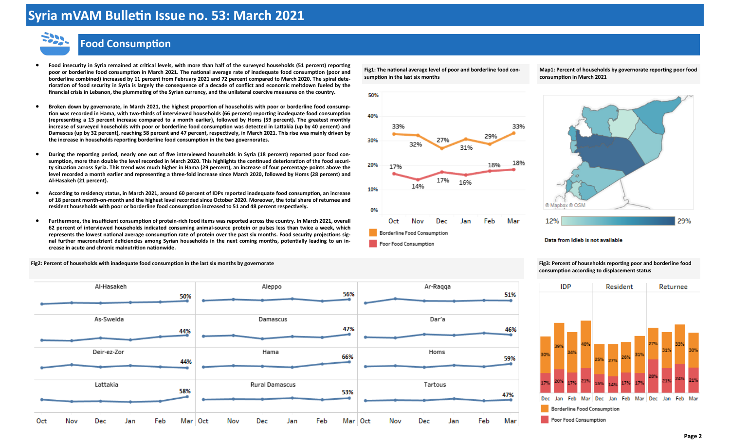# Syria mVAM Bulletin Issue no. 53: March 2021

## Food Consumption

- Food insecurity in Syria remained at critical levels, with more than half of the surveyed households (51 percent) reporting poor or borderline food consumption in March 2021. The national average rate of inadequate food consumption (poor and borderline combined) increased by 11 percent from February 2021 and 72 percent compared to March 2020. The spiral deterioration of food security in Syria is largely the consequence of a decade of conflict and economic meltdown fueled by the financial crisis in Lebanon, the plummeting of the Syrian currency, and the unilateral coercive measures on the country.

- Broken down by governorate, in March 2021, the highest proportion of households with poor or borderline food consumption was recorded in Hama, with two-thirds of interviewed households (66 percent) reporting inadequate food consumption (representing a 13 percent increase compared to a month earlier), followed by Homs (59 percent). The greatest monthly increase of surveyed households with poor or borderline food consumption was detected in Lattakia (up by 40 percent) and Damascus (up by 32 percent), reaching 58 percent and 47 percent, respectively, in March 2021. This rise was mainly driven by the increase in households reporting borderline food consumption in the two governorates.

- During the reporting period, nearly one out of five interviewed households in Syria (18 percent) reported poor food consumption, more than double the level recorded in March 2020. This highlights the continued deterioration of the food security situation across Syria. This trend was much higher in Hama (29 percent), an increase of four percentage points above the level recorded a month earlier and representing a three-fold increase since March 2020, followed by Homs (28 percent) and Al-Hasakeh (21 percent).

- According to residency status, in March 2021, around 60 percent of IDPs reported inadequate food consumption, an increase of 18 percent month-on-month and the highest level recorded since October 2020. Moreover, the total share of returnee and resident households with poor or borderline food consumption increased to 51 and 48 percent respectively.

- Furthermore, the insufficient consumption of protein-rich food items was reported across the country. In March 2021, overall 62 percent of interviewed households indicated consuming animal-source protein or pulses less than twice a week, which represents the lowest national average consumption rate of protein over the past six months. Food security projections signal further macronutrient deficiencies among Syrian households in the next coming months, potentially leading to an increase in acute and chronic malnutrition nationwide.

**Fig1: The national average level of poor and borderline food consumption in the last six months**

| | Oct | Nov | Dec | Jan | Feb | Mar |
|---|---|---|---|---|---|---|
| Borderline Food Consumption | 33% | 32% | 27% | 31% | 29% | 33% |
| Poor Food Consumption | 17% | 14% | 17% | 16% | 18% | 18% |

**Map1: Percent of households by governorate reporting poor food consumption in March 2021**

© Mapbox © OSM

12% – 29%

Data from Idleb is not available

**Fig2: Percent of households with inadequate food consumption in the last six months by governorate**

| Governorate | Mar |
|---|---|
| Al-Hasakeh | 50% |
| Aleppo | 56% |
| Ar-Raqqa | 51% |
| As-Sweida | 44% |
| Damascus | 47% |
| Dar'a | 46% |
| Deir-ez-Zor | 44% |
| Hama | 66% |
| Homs | 59% |
| Lattakia | 58% |
| Rural Damascus | 53% |
| Tartous | 47% |

**Fig3: Percent of households reporting poor and borderline food consumption according to displacement status**

| Status | Month | Borderline Food Consumption | Poor Food Consumption |
|---|---|---|---|
| IDP | Dec | 30% | 17% |
| IDP | Jan | 39% | 20% |
| IDP | Feb | 34% | 17% |
| IDP | Mar | 40% | 21% |
| Resident | Dec | 25% | 15% |
| Resident | Jan | 27% | 14% |
| Resident | Feb | 26% | 17% |
| Resident | Mar | 31% | 17% |
| Returnee | Dec | 27% | 28% |
| Returnee | Jan | 31% | 21% |
| Returnee | Feb | 33% | 24% |
| Returnee | Mar | 30% | 21% |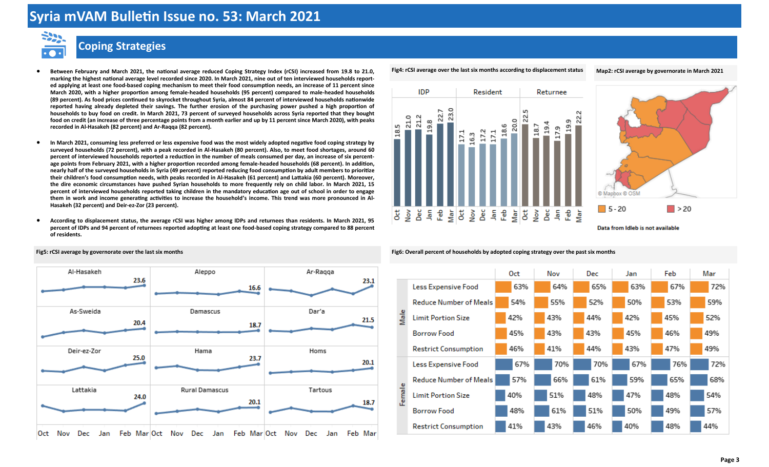# Syria mVAM Bulletin Issue no. 53: March 2021

## Coping Strategies

- Between February and March 2021, the national average reduced Coping Strategy Index (rCSI) increased from 19.8 to 21.0, marking the highest national average level recorded since 2020. In March 2021, nine out of ten interviewed households reported applying at least one food-based coping mechanism to meet their food consumption needs, an increase of 11 percent since March 2020, with a higher proportion among female-headed households (95 percent) compared to male-headed households (89 percent). As food prices continued to skyrocket throughout Syria, almost 84 percent of interviewed households nationwide reported having already depleted their savings. The further erosion of the purchasing power pushed a high proportion of households to buy food on credit. In March 2021, 73 percent of surveyed households across Syria reported that they bought food on credit (an increase of three percentage points from a month earlier and up by 11 percent since March 2020), with peaks recorded in Al-Hasakeh (82 percent) and Ar-Raqqa (82 percent).

- In March 2021, consuming less preferred or less expensive food was the most widely adopted negative food coping strategy by surveyed households (72 percent), with a peak recorded in Al-Hasakeh (80 percent). Also, to meet food shortages, around 60 percent of interviewed households reported a reduction in the number of meals consumed per day, an increase of six percentage points from February 2021, with a higher proportion recorded among female-headed households (68 percent). In addition, nearly half of the surveyed households in Syria (49 percent) reported reducing food consumption by adult members to prioritize their children's food consumption needs, with peaks recorded in Al-Hasakeh (61 percent) and Lattakia (60 percent). Moreover, the dire economic circumstances have pushed Syrian households to more frequently rely on child labor. In March 2021, 15 percent of interviewed households reported taking children in the mandatory education age out of school in order to engage them in work and income generating activities to increase the household's income. This trend was more pronounced in Al-Hasakeh (32 percent) and Deir-ez-Zor (23 percent).

- According to displacement status, the average rCSI was higher among IDPs and returnees than residents. In March 2021, 95 percent of IDPs and 94 percent of returnees reported adopting at least one food-based coping strategy compared to 88 percent of residents.

**Fig4: rCSI average over the last six months according to displacement status**

| | Oct | Nov | Dec | Jan | Feb | Mar |
|---|---|---|---|---|---|---|
| IDP | 18.5 | 21.0 | 21.2 | 19.8 | 22.7 | 23.0 |
| Resident | 17.1 | 16.3 | 17.2 | 17.1 | 18.6 | 20.0 |
| Returnee | 22.5 | 18.7 | 19.4 | 17.9 | 19.9 | 22.2 |

**Map2: rCSI average by governorate in March 2021**

5 - 20 | > 20

Data from Idleb is not available

**Fig5: rCSI average by governorate over the last six months**

| Governorate | Mar |
|---|---|
| Al-Hasakeh | 23.6 |
| Aleppo | 16.6 |
| Ar-Raqqa | 23.1 |
| As-Sweida | 20.4 |
| Damascus | 18.7 |
| Dar'a | 21.5 |
| Deir-ez-Zor | 25.0 |
| Hama | 23.7 |
| Homs | 20.1 |
| Lattakia | 24.0 |
| Rural Damascus | 20.1 |
| Tartous | 18.7 |

**Fig6: Overall percent of households by adopted coping strategy over the past six months**

| | Strategy | Oct | Nov | Dec | Jan | Feb | Mar |
|---|---|---|---|---|---|---|---|
| Male | Less Expensive Food | 63% | 64% | 65% | 63% | 67% | 72% |
| | Reduce Number of Meals | 54% | 55% | 52% | 50% | 53% | 59% |
| | Limit Portion Size | 42% | 43% | 44% | 42% | 45% | 52% |
| | Borrow Food | 45% | 43% | 43% | 45% | 46% | 49% |
| | Restrict Consumption | 46% | 41% | 44% | 43% | 47% | 49% |
| Female | Less Expensive Food | 67% | 70% | 70% | 67% | 76% | 72% |
| | Reduce Number of Meals | 57% | 66% | 61% | 59% | 65% | 68% |
| | Limit Portion Size | 40% | 51% | 48% | 47% | 48% | 54% |
| | Borrow Food | 48% | 61% | 51% | 50% | 49% | 57% |
| | Restrict Consumption | 41% | 43% | 46% | 40% | 48% | 44% |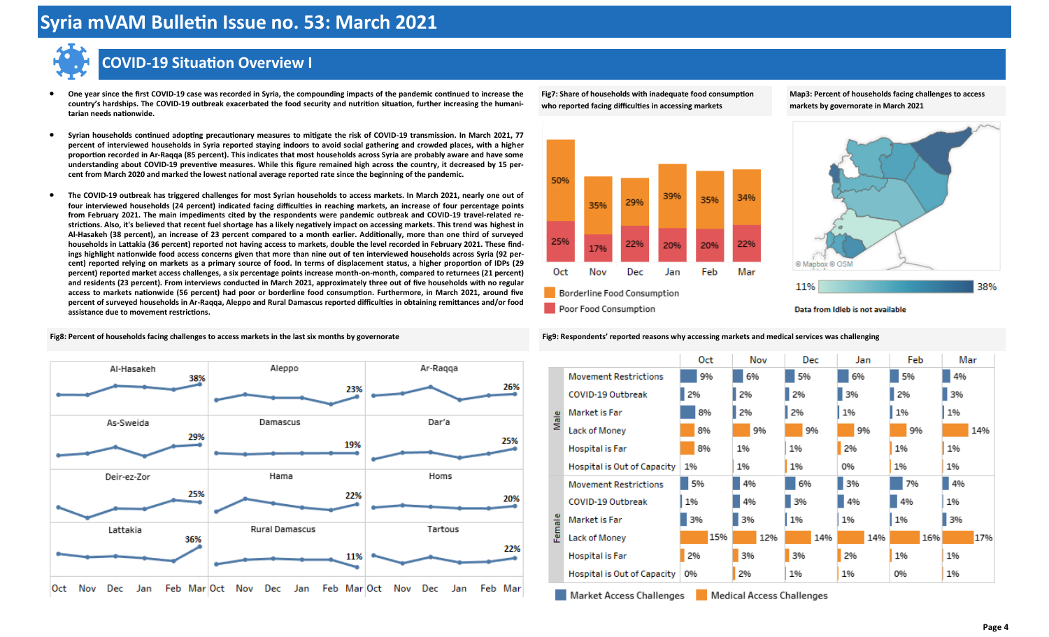# Syria mVAM Bulletin Issue no. 53: March 2021

## COVID-19 Situation Overview I

- One year since the first COVID-19 case was recorded in Syria, the compounding impacts of the pandemic continued to increase the country's hardships. The COVID-19 outbreak exacerbated the food security and nutrition situation, further increasing the humanitarian needs nationwide.

- Syrian households continued adopting precautionary measures to mitigate the risk of COVID-19 transmission. In March 2021, 77 percent of interviewed households in Syria reported staying indoors to avoid social gathering and crowded places, with a higher proportion recorded in Ar-Raqqa (85 percent). This indicates that most households across Syria are probably aware and have some understanding about COVID-19 preventive measures. While this figure remained high across the country, it decreased by 15 percent from March 2020 and marked the lowest national average reported rate since the beginning of the pandemic.

- The COVID-19 outbreak has triggered challenges for most Syrian households to access markets. In March 2021, nearly one out of four interviewed households (24 percent) indicated facing difficulties in reaching markets, an increase of four percentage points from February 2021. The main impediments cited by the respondents were pandemic outbreak and COVID-19 travel-related restrictions. Also, it's believed that recent fuel shortage has a likely negatively impact on accessing markets. This trend was highest in Al-Hasakeh (38 percent), an increase of 23 percent compared to a month earlier. Additionally, more than one third of surveyed households in Lattakia (36 percent) reported not having access to markets, double the level recorded in February 2021. These findings highlight nationwide food access concerns given that more than nine out of ten interviewed households across Syria (92 percent) reported relying on markets as a primary source of food. In terms of displacement status, a higher proportion of IDPs (29 percent) reported market access challenges, a six percentage points increase month-on-month, compared to returnees (21 percent) and residents (23 percent). From interviews conducted in March 2021, approximately three out of five households with no regular access to markets nationwide (56 percent) had poor or borderline food consumption. Furthermore, in March 2021, around five percent of surveyed households in Ar-Raqqa, Aleppo and Rural Damascus reported difficulties in obtaining remittances and/or food assistance due to movement restrictions.

**Fig7: Share of households with inadequate food consumption who reported facing difficulties in accessing markets**

| | Oct | Nov | Dec | Jan | Feb | Mar |
|---|---|---|---|---|---|---|
| Borderline Food Consumption | 50% | 35% | 29% | 39% | 35% | 34% |
| Poor Food Consumption | 25% | 17% | 22% | 20% | 20% | 22% |

**Map3: Percent of households facing challenges to access markets by governorate in March 2021**

11% – 38%

© Mapbox © OSM

Data from Idleb is not available

**Fig8: Percent of households facing challenges to access markets in the last six months by governorate**

| Governorate | Mar |
|---|---|
| Al-Hasakeh | 38% |
| Aleppo | 23% |
| Ar-Raqqa | 26% |
| As-Sweida | 29% |
| Damascus | 19% |
| Dar'a | 25% |
| Deir-ez-Zor | 25% |
| Hama | 22% |
| Homs | 20% |
| Lattakia | 36% |
| Rural Damascus | 11% |
| Tartous | 22% |

**Fig9: Respondents' reported reasons why accessing markets and medical services was challenging**

| Sex | Reason | Oct | Nov | Dec | Jan | Feb | Mar |
|---|---|---|---|---|---|---|---|
| Male | Movement Restrictions | 9% | 6% | 5% | 6% | 5% | 4% |
| | COVID-19 Outbreak | 2% | 2% | 2% | 3% | 2% | 3% |
| | Market is Far | 8% | 2% | 2% | 1% | 1% | 1% |
| | Lack of Money | 8% | 9% | 9% | 9% | 9% | 14% |
| | Hospital is Far | 8% | 1% | 1% | 2% | 1% | 1% |
| | Hospital is Out of Capacity | 1% | 1% | 1% | 0% | 1% | 1% |
| Female | Movement Restrictions | 5% | 4% | 6% | 3% | 7% | 4% |
| | COVID-19 Outbreak | 1% | 4% | 3% | 4% | 4% | 1% |
| | Market is Far | 3% | 3% | 1% | 1% | 1% | 3% |
| | Lack of Money | 15% | 12% | 14% | 14% | 16% | 17% |
| | Hospital is Far | 2% | 3% | 3% | 2% | 1% | 1% |
| | Hospital is Out of Capacity | 0% | 2% | 1% | 1% | 0% | 1% |

Market Access Challenges: Movement Restrictions, COVID-19 Outbreak, Market is Far; Medical Access Challenges: Lack of Money, Hospital is Far, Hospital is Out of Capacity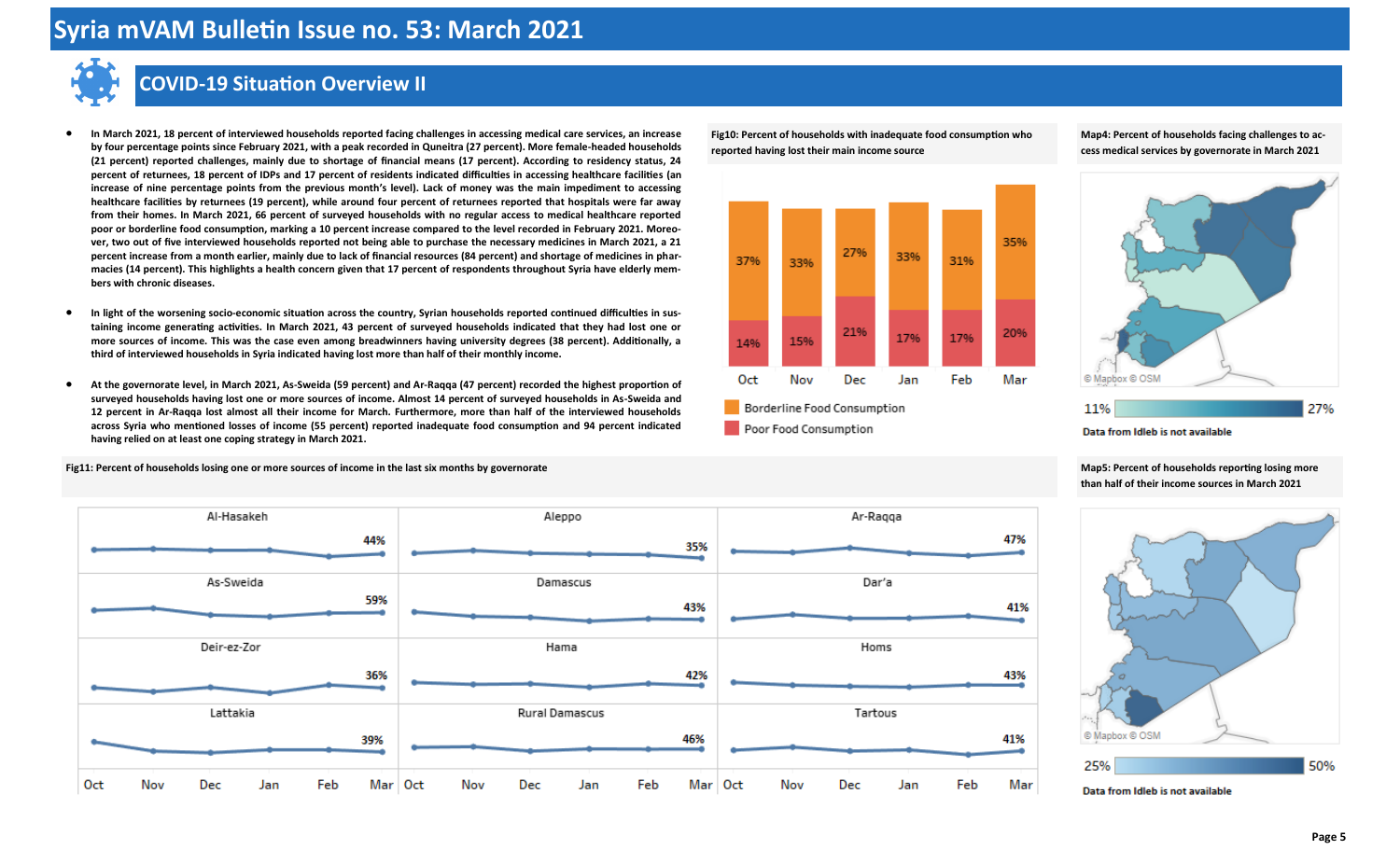# Syria mVAM Bulletin Issue no. 53: March 2021

## COVID-19 Situation Overview II

- In March 2021, 18 percent of interviewed households reported facing challenges in accessing medical care services, an increase by four percentage points since February 2021, with a peak recorded in Quneitra (27 percent). More female-headed households (21 percent) reported challenges, mainly due to shortage of financial means (17 percent). According to residency status, 24 percent of returnees, 18 percent of IDPs and 17 percent of residents indicated difficulties in accessing healthcare facilities (an increase of nine percentage points from the previous month's level). Lack of money was the main impediment to accessing healthcare facilities by returnees (19 percent), while around four percent of returnees reported that hospitals were far away from their homes. In March 2021, 66 percent of surveyed households with no regular access to medical healthcare reported poor or borderline food consumption, marking a 10 percent increase compared to the level recorded in February 2021. Moreover, two out of five interviewed households reported not being able to purchase the necessary medicines in March 2021, a 21 percent increase from a month earlier, mainly due to lack of financial resources (84 percent) and shortage of medicines in pharmacies (14 percent). This highlights a health concern given that 17 percent of respondents throughout Syria have elderly members with chronic diseases.

- In light of the worsening socio-economic situation across the country, Syrian households reported continued difficulties in sustaining income generating activities. In March 2021, 43 percent of surveyed households indicated that they had lost one or more sources of income. This was the case even among breadwinners having university degrees (38 percent). Additionally, a third of interviewed households in Syria indicated having lost more than half of their monthly income.

- At the governorate level, in March 2021, As-Sweida (59 percent) and Ar-Raqqa (47 percent) recorded the highest proportion of surveyed households having lost one or more sources of income. Almost 14 percent of surveyed households in As-Sweida and 12 percent in Ar-Raqqa lost almost all their income for March. Furthermore, more than half of the interviewed households across Syria who mentioned losses of income (55 percent) reported inadequate food consumption and 94 percent indicated having relied on at least one coping strategy in March 2021.

**Fig10: Percent of households with inadequate food consumption who reported having lost their main income source**

Oct: 37%, 14%
Nov: 33%, 15%
Dec: 27%, 21%
Jan: 33%, 17%
Feb: 31%, 17%
Mar: 35%, 20%

Borderline Food Consumption
Poor Food Consumption

**Map4: Percent of households facing challenges to access medical services by governorate in March 2021**

© Mapbox © OSM

11% 27%

Data from Idleb is not available

**Fig11: Percent of households losing one or more sources of income in the last six months by governorate**

Al-Hasakeh 44%
Aleppo 35%
Ar-Raqqa 47%
As-Sweida 59%
Damascus 43%
Dar'a 41%
Deir-ez-Zor 36%
Hama 42%
Homs 43%
Lattakia 39%
Rural Damascus 46%
Tartous 41%

Oct Nov Dec Jan Feb Mar

**Map5: Percent of households reporting losing more than half of their income sources in March 2021**

© Mapbox © OSM

25% 50%

Data from Idleb is not available